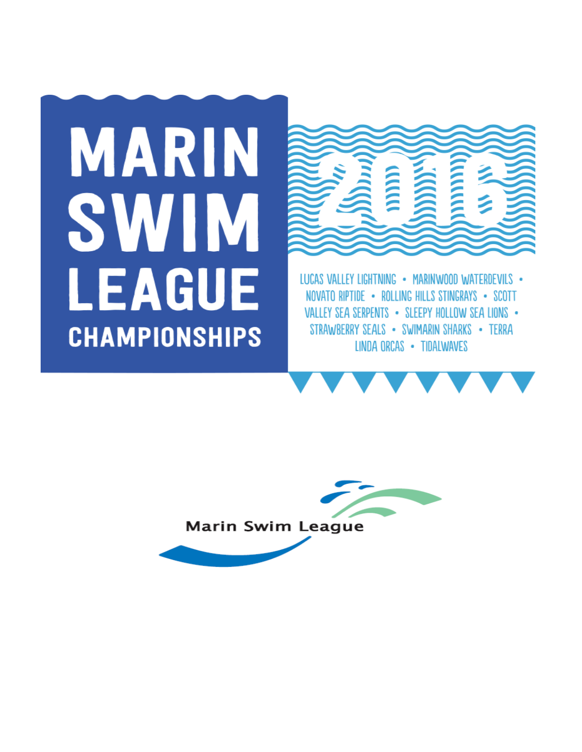# MARIN SWIM LEAGUE CHAMPIONSHIPS

# 2016

LUCAS VALLEY LIGHTNING • MARINWOOD WATERDEVILS • NOVATO RIPTIDE • ROLLING HILLS STINGRAYS • SCOTT VALLEY SEA SERPENTS • SLEEPY HOLLOW SEA LIONS • STRAWBERRY SEALS • SWIMARIN SHARKS • TERRA LINDA ORCAS • TIDALWAVES

Marin Swim League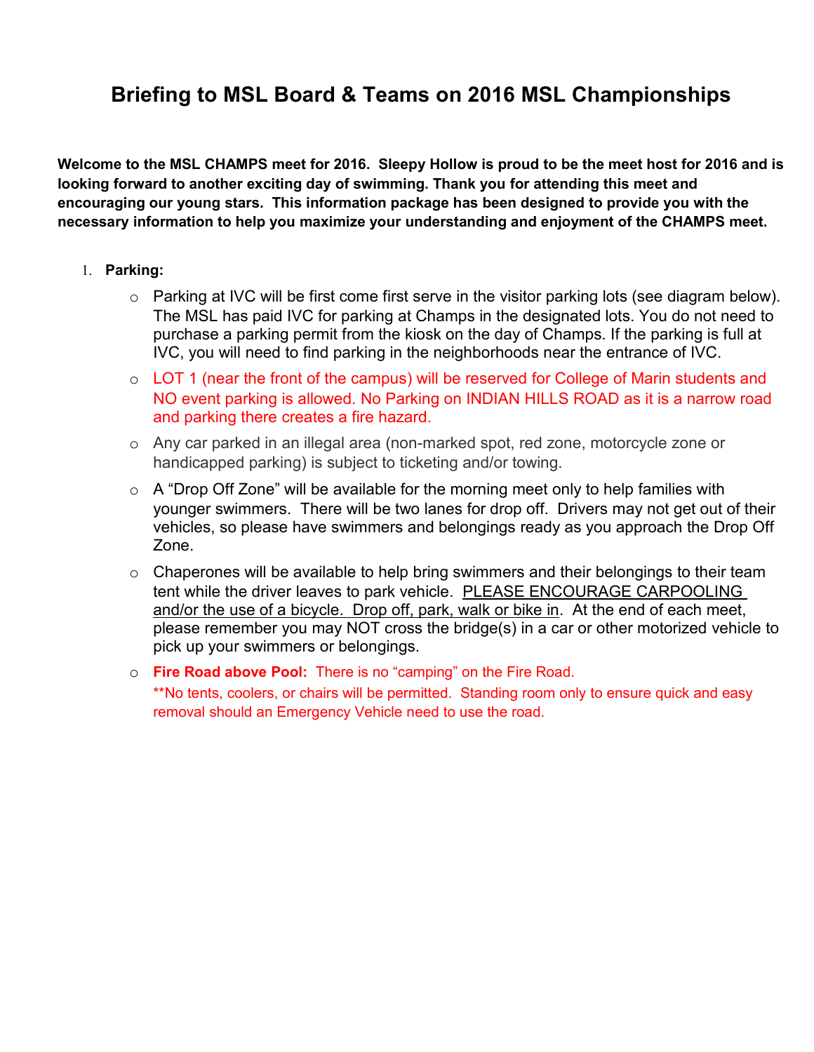# Briefing to MSL Board & Teams on 2016 MSL Championships

**Welcome to the MSL CHAMPS meet for 2016. Sleepy Hollow is proud to be the meet host for 2016 and is looking forward to another exciting day of swimming. Thank you for attending this meet and encouraging our young stars. This information package has been designed to provide you with the necessary information to help you maximize your understanding and enjoyment of the CHAMPS meet.**

1. **Parking:**
   - Parking at IVC will be first come first serve in the visitor parking lots (see diagram below). The MSL has paid IVC for parking at Champs in the designated lots. You do not need to purchase a parking permit from the kiosk on the day of Champs. If the parking is full at IVC, you will need to find parking in the neighborhoods near the entrance of IVC.
   - LOT 1 (near the front of the campus) will be reserved for College of Marin students and NO event parking is allowed. No Parking on INDIAN HILLS ROAD as it is a narrow road and parking there creates a fire hazard.
   - Any car parked in an illegal area (non-marked spot, red zone, motorcycle zone or handicapped parking) is subject to ticketing and/or towing.
   - A "Drop Off Zone" will be available for the morning meet only to help families with younger swimmers. There will be two lanes for drop off. Drivers may not get out of their vehicles, so please have swimmers and belongings ready as you approach the Drop Off Zone.
   - Chaperones will be available to help bring swimmers and their belongings to their team tent while the driver leaves to park vehicle. <u>PLEASE ENCOURAGE CARPOOLING and/or the use of a bicycle. Drop off, park, walk or bike in</u>. At the end of each meet, please remember you may NOT cross the bridge(s) in a car or other motorized vehicle to pick up your swimmers or belongings.
   - **Fire Road above Pool:** There is no "camping" on the Fire Road.
     **No tents, coolers, or chairs will be permitted. Standing room only to ensure quick and easy removal should an Emergency Vehicle need to use the road.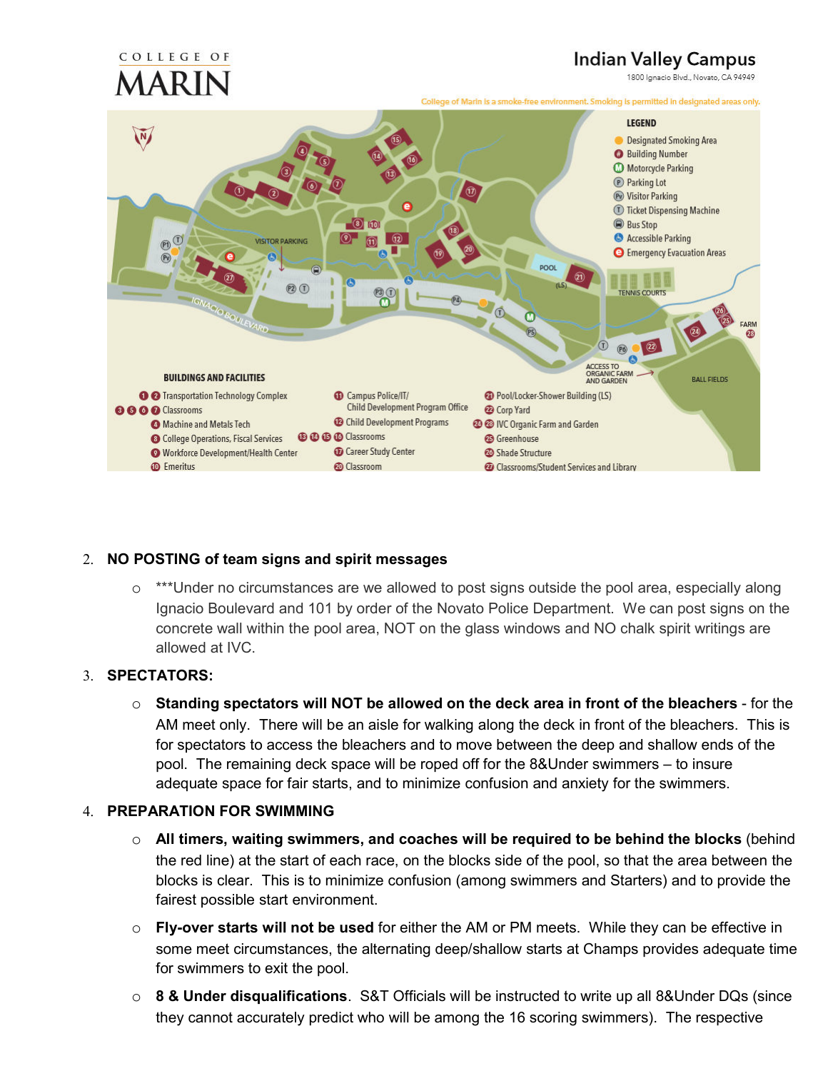COLLEGE OF MARIN

**Indian Valley Campus**

1800 Ignacio Blvd., Novato, CA 94949

College of Marin is a smoke-free environment. Smoking is permitted in designated areas only.

**LEGEND**

- Designated Smoking Area
- Building Number
- Motorcycle Parking
- Parking Lot
- Visitor Parking
- Ticket Dispensing Machine
- Bus Stop
- Accessible Parking
- Emergency Evacuation Areas

**BUILDINGS AND FACILITIES**

- 1 2 Transportation Technology Complex
- 3 5 6 7 Classrooms
- 4 Machine and Metals Tech
- 8 College Operations, Fiscal Services
- 9 Workforce Development/Health Center
- 10 Emeritus
- 11 Campus Police/IT/ Child Development Program Office
- 12 Child Development Programs
- 13 14 15 16 Classrooms
- 17 Career Study Center
- 20 Classroom
- 21 Pool/Locker-Shower Building (LS)
- 22 Corp Yard
- 24 28 IVC Organic Farm and Garden
- 25 Greenhouse
- 26 Shade Structure
- 27 Classrooms/Student Services and Library

2. **NO POSTING of team signs and spirit messages**
   - ***Under no circumstances are we allowed to post signs outside the pool area, especially along Ignacio Boulevard and 101 by order of the Novato Police Department. We can post signs on the concrete wall within the pool area, NOT on the glass windows and NO chalk spirit writings are allowed at IVC.

3. **SPECTATORS:**
   - **Standing spectators will NOT be allowed on the deck area in front of the bleachers** - for the AM meet only. There will be an aisle for walking along the deck in front of the bleachers. This is for spectators to access the bleachers and to move between the deep and shallow ends of the pool. The remaining deck space will be roped off for the 8&Under swimmers – to insure adequate space for fair starts, and to minimize confusion and anxiety for the swimmers.

4. **PREPARATION FOR SWIMMING**
   - **All timers, waiting swimmers, and coaches will be required to be behind the blocks** (behind the red line) at the start of each race, on the blocks side of the pool, so that the area between the blocks is clear. This is to minimize confusion (among swimmers and Starters) and to provide the fairest possible start environment.
   - **Fly-over starts will not be used** for either the AM or PM meets. While they can be effective in some meet circumstances, the alternating deep/shallow starts at Champs provides adequate time for swimmers to exit the pool.
   - **8 & Under disqualifications**. S&T Officials will be instructed to write up all 8&Under DQs (since they cannot accurately predict who will be among the 16 scoring swimmers). The respective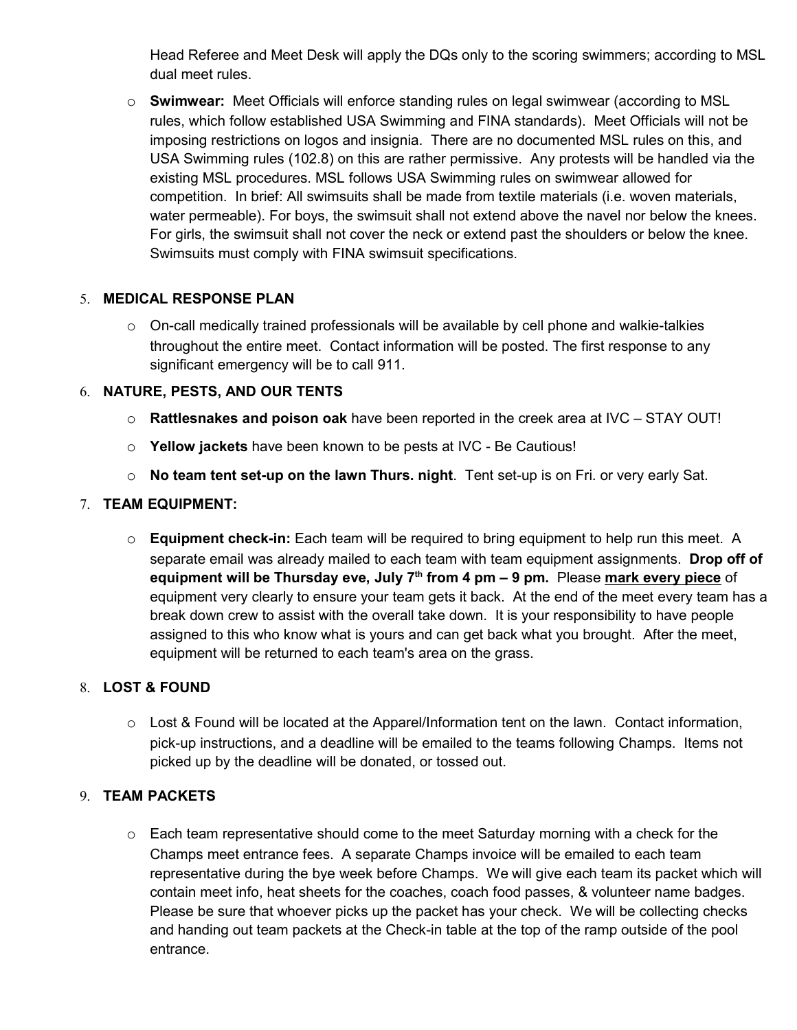Head Referee and Meet Desk will apply the DQs only to the scoring swimmers; according to MSL dual meet rules.

- **Swimwear:** Meet Officials will enforce standing rules on legal swimwear (according to MSL rules, which follow established USA Swimming and FINA standards). Meet Officials will not be imposing restrictions on logos and insignia. There are no documented MSL rules on this, and USA Swimming rules (102.8) on this are rather permissive. Any protests will be handled via the existing MSL procedures. MSL follows USA Swimming rules on swimwear allowed for competition. In brief: All swimsuits shall be made from textile materials (i.e. woven materials, water permeable). For boys, the swimsuit shall not extend above the navel nor below the knees. For girls, the swimsuit shall not cover the neck or extend past the shoulders or below the knee. Swimsuits must comply with FINA swimsuit specifications.

5. **MEDICAL RESPONSE PLAN**
   - On-call medically trained professionals will be available by cell phone and walkie-talkies throughout the entire meet. Contact information will be posted. The first response to any significant emergency will be to call 911.

6. **NATURE, PESTS, AND OUR TENTS**
   - **Rattlesnakes and poison oak** have been reported in the creek area at IVC – STAY OUT!
   - **Yellow jackets** have been known to be pests at IVC - Be Cautious!
   - **No team tent set-up on the lawn Thurs. night**. Tent set-up is on Fri. or very early Sat.

7. **TEAM EQUIPMENT:**
   - **Equipment check-in:** Each team will be required to bring equipment to help run this meet. A separate email was already mailed to each team with team equipment assignments. **Drop off of equipment will be Thursday eve, July 7th from 4 pm – 9 pm.** Please **mark every piece** of equipment very clearly to ensure your team gets it back. At the end of the meet every team has a break down crew to assist with the overall take down. It is your responsibility to have people assigned to this who know what is yours and can get back what you brought. After the meet, equipment will be returned to each team's area on the grass.

8. **LOST & FOUND**
   - Lost & Found will be located at the Apparel/Information tent on the lawn. Contact information, pick-up instructions, and a deadline will be emailed to the teams following Champs. Items not picked up by the deadline will be donated, or tossed out.

9. **TEAM PACKETS**
   - Each team representative should come to the meet Saturday morning with a check for the Champs meet entrance fees. A separate Champs invoice will be emailed to each team representative during the bye week before Champs. We will give each team its packet which will contain meet info, heat sheets for the coaches, coach food passes, & volunteer name badges. Please be sure that whoever picks up the packet has your check. We will be collecting checks and handing out team packets at the Check-in table at the top of the ramp outside of the pool entrance.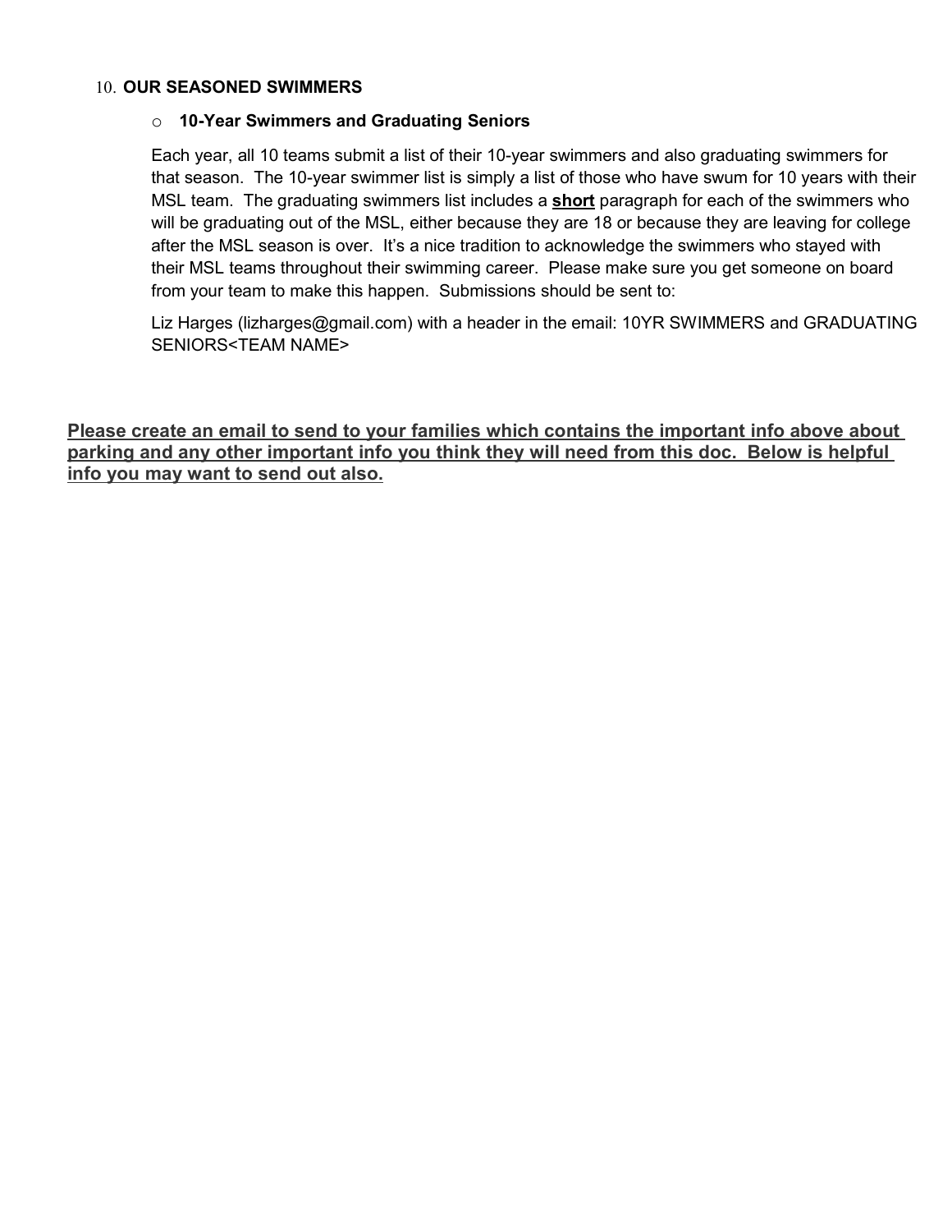10. **OUR SEASONED SWIMMERS**

   - **10-Year Swimmers and Graduating Seniors**

     Each year, all 10 teams submit a list of their 10-year swimmers and also graduating swimmers for that season. The 10-year swimmer list is simply a list of those who have swum for 10 years with their MSL team. The graduating swimmers list includes a <u>**short**</u> paragraph for each of the swimmers who will be graduating out of the MSL, either because they are 18 or because they are leaving for college after the MSL season is over. It's a nice tradition to acknowledge the swimmers who stayed with their MSL teams throughout their swimming career. Please make sure you get someone on board from your team to make this happen. Submissions should be sent to:

     Liz Harges (lizharges@gmail.com) with a header in the email: 10YR SWIMMERS and GRADUATING SENIORS<TEAM NAME>

<u>**Please create an email to send to your families which contains the important info above about parking and any other important info you think they will need from this doc. Below is helpful info you may want to send out also.**</u>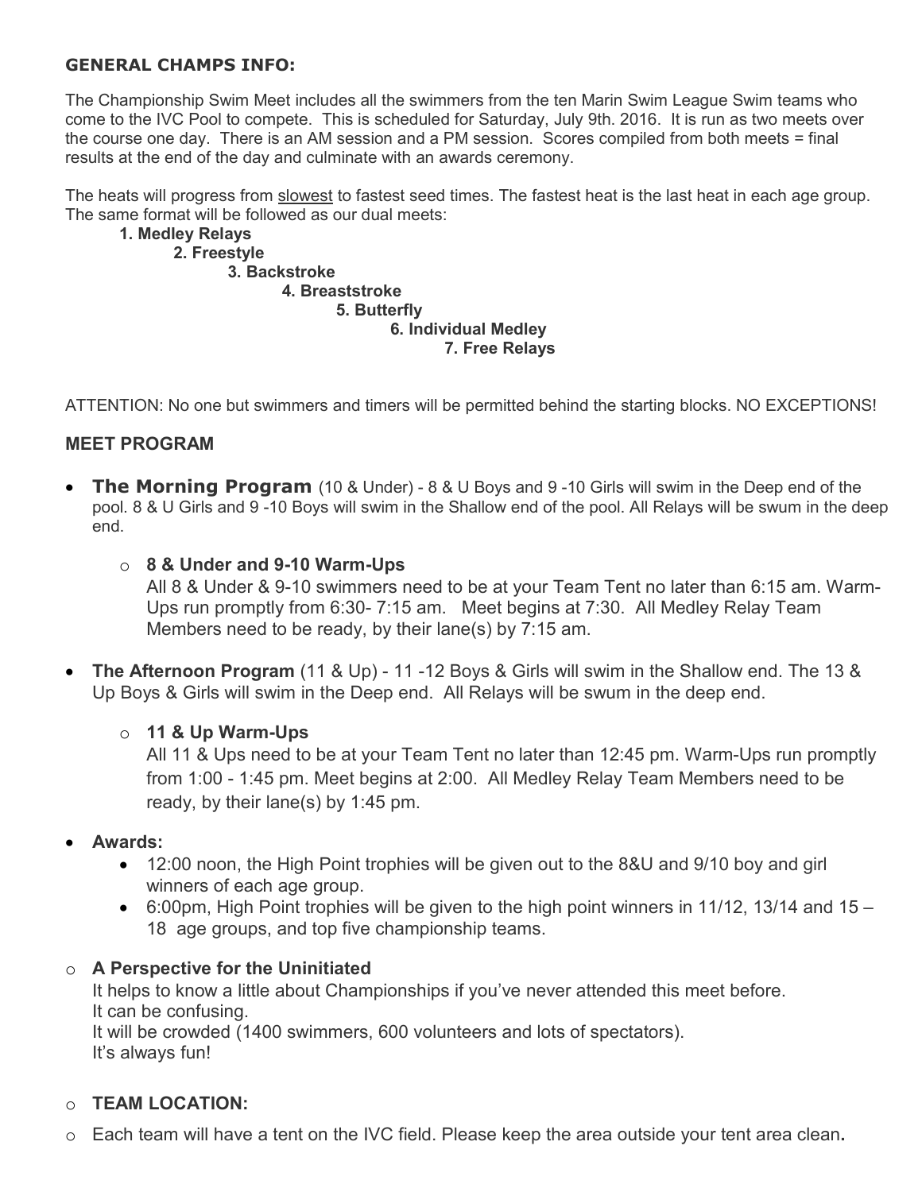**GENERAL CHAMPS INFO:**

The Championship Swim Meet includes all the swimmers from the ten Marin Swim League Swim teams who come to the IVC Pool to compete. This is scheduled for Saturday, July 9th. 2016. It is run as two meets over the course one day. There is an AM session and a PM session. Scores compiled from both meets = final results at the end of the day and culminate with an awards ceremony.

The heats will progress from slowest to fastest seed times. The fastest heat is the last heat in each age group. The same format will be followed as our dual meets:

1. **Medley Relays**
2. **Freestyle**
3. **Backstroke**
4. **Breaststroke**
5. **Butterfly**
6. **Individual Medley**
7. **Free Relays**

ATTENTION: No one but swimmers and timers will be permitted behind the starting blocks. NO EXCEPTIONS!

## MEET PROGRAM

- **The Morning Program** (10 & Under) - 8 & U Boys and 9 -10 Girls will swim in the Deep end of the pool. 8 & U Girls and 9 -10 Boys will swim in the Shallow end of the pool. All Relays will be swum in the deep end.
  - **8 & Under and 9-10 Warm-Ups**
    All 8 & Under & 9-10 swimmers need to be at your Team Tent no later than 6:15 am. Warm-Ups run promptly from 6:30- 7:15 am. Meet begins at 7:30. All Medley Relay Team Members need to be ready, by their lane(s) by 7:15 am.
- **The Afternoon Program** (11 & Up) - 11 -12 Boys & Girls will swim in the Shallow end. The 13 & Up Boys & Girls will swim in the Deep end. All Relays will be swum in the deep end.
  - **11 & Up Warm-Ups**
    All 11 & Ups need to be at your Team Tent no later than 12:45 pm. Warm-Ups run promptly from 1:00 - 1:45 pm. Meet begins at 2:00. All Medley Relay Team Members need to be ready, by their lane(s) by 1:45 pm.
- **Awards:**
  - 12:00 noon, the High Point trophies will be given out to the 8&U and 9/10 boy and girl winners of each age group.
  - 6:00pm, High Point trophies will be given to the high point winners in 11/12, 13/14 and 15 – 18 age groups, and top five championship teams.

- **A Perspective for the Uninitiated**
  It helps to know a little about Championships if you've never attended this meet before.
  It can be confusing.
  It will be crowded (1400 swimmers, 600 volunteers and lots of spectators).
  It's always fun!

- **TEAM LOCATION:**
- Each team will have a tent on the IVC field. Please keep the area outside your tent area clean.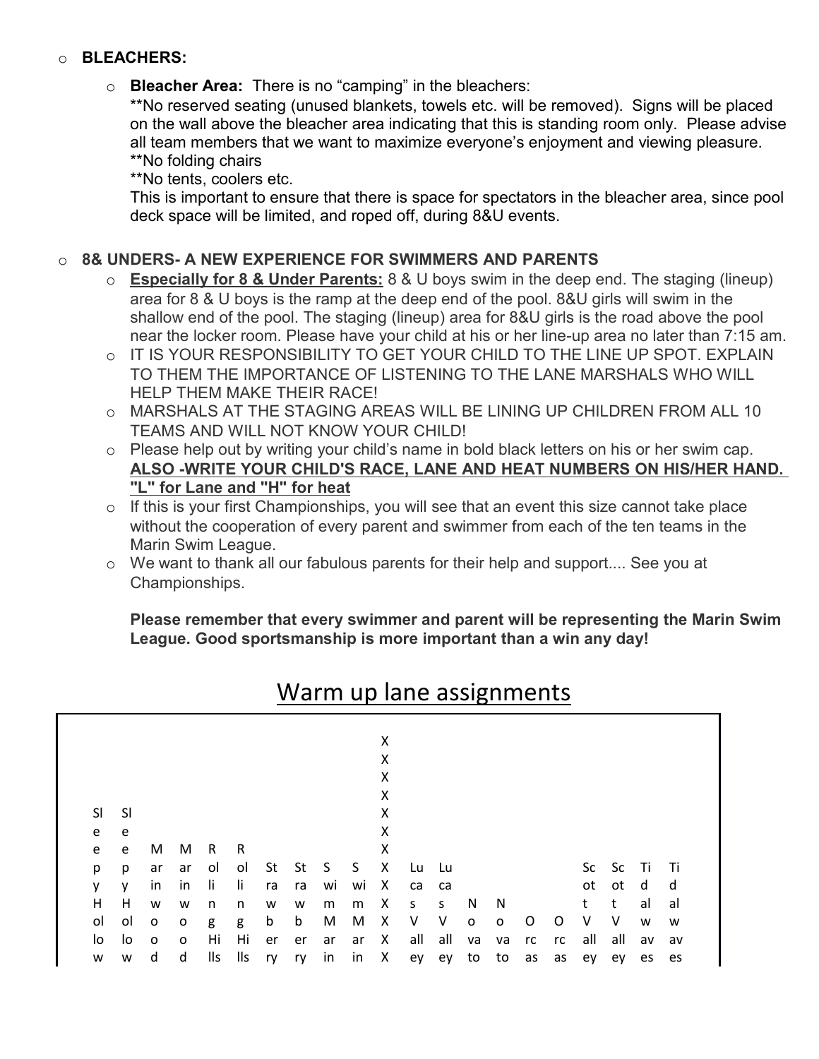- **BLEACHERS:**
  - **Bleacher Area:** There is no "camping" in the bleachers:
    
    **No reserved seating (unused blankets, towels etc. will be removed). Signs will be placed on the wall above the bleacher area indicating that this is standing room only. Please advise all team members that we want to maximize everyone's enjoyment and viewing pleasure.
    
    **No folding chairs
    
    **No tents, coolers etc.
    
    This is important to ensure that there is space for spectators in the bleacher area, since pool deck space will be limited, and roped off, during 8&U events.

- **8& UNDERS- A NEW EXPERIENCE FOR SWIMMERS AND PARENTS**
  - **<u>Especially for 8 & Under Parents:</u>** 8 & U boys swim in the deep end. The staging (lineup) area for 8 & U boys is the ramp at the deep end of the pool. 8&U girls will swim in the shallow end of the pool. The staging (lineup) area for 8&U girls is the road above the pool near the locker room. Please have your child at his or her line-up area no later than 7:15 am.
  - IT IS YOUR RESPONSIBILITY TO GET YOUR CHILD TO THE LINE UP SPOT. EXPLAIN TO THEM THE IMPORTANCE OF LISTENING TO THE LANE MARSHALS WHO WILL HELP THEM MAKE THEIR RACE!
  - MARSHALS AT THE STAGING AREAS WILL BE LINING UP CHILDREN FROM ALL 10 TEAMS AND WILL NOT KNOW YOUR CHILD!
  - Please help out by writing your child's name in bold black letters on his or her swim cap. **<u>ALSO -WRITE YOUR CHILD'S RACE, LANE AND HEAT NUMBERS ON HIS/HER HAND. "L" for Lane and "H" for heat</u>**
  - If this is your first Championships, you will see that an event this size cannot take place without the cooperation of every parent and swimmer from each of the ten teams in the Marin Swim League.
  - We want to thank all our fabulous parents for their help and support.... See you at Championships.

  **Please remember that every swimmer and parent will be representing the Marin Swim League. Good sportsmanship is more important than a win any day!**

# <u>Warm up lane assignments</u>

| Sleepy Hollow | Sleepy Hollow | Marinwood | Marinwood | Rolling Hills | Rolling Hills | Strawberry | Strawberry | Swim Marin | Swim Marin | XXXXXXXXXXXXX | Lucas Valley | Lucas Valley | Novato | Novato | Orcas | Orcas | Scott Valley | Scott Valley | Tidal waves | Tidal waves |
|---|---|---|---|---|---|---|---|---|---|---|---|---|---|---|---|---|---|---|---|---|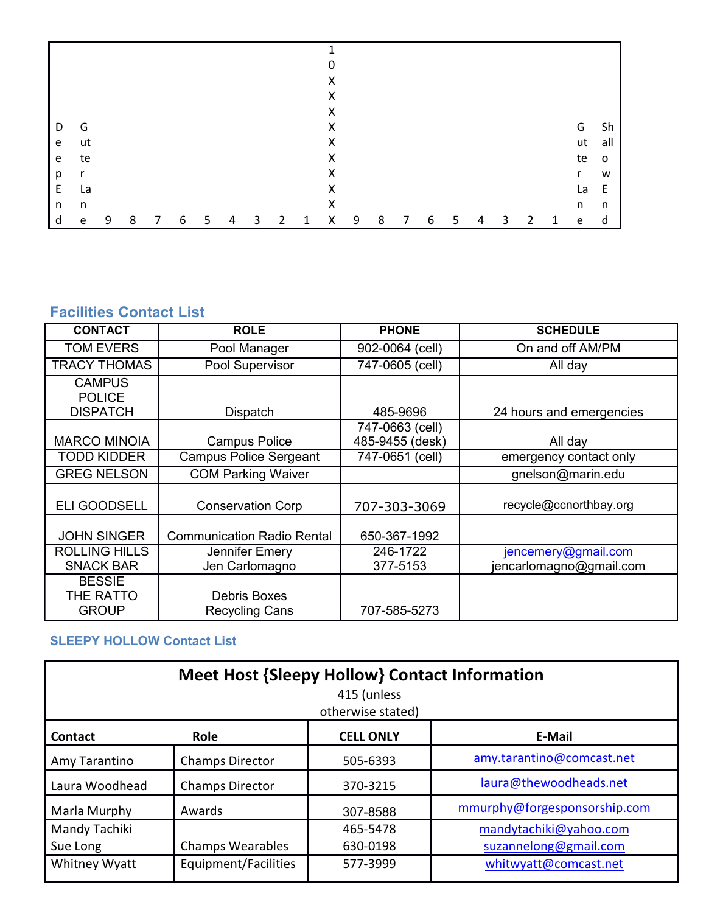| Deep End | Gutter Lane | 9 | 8 | 7 | 6 | 5 | 4 | 3 | 2 | 1 | 10XXXXXXXXXX | 9 | 8 | 7 | 6 | 5 | 4 | 3 | 2 | 1 | Gutter Lane | Shallow End |
|---|---|---|---|---|---|---|---|---|---|---|---|---|---|---|---|---|---|---|---|---|---|---|

## Facilities Contact List

| CONTACT | ROLE | PHONE | SCHEDULE |
|---|---|---|---|
| TOM EVERS | Pool Manager | 902-0064 (cell) | On and off AM/PM |
| TRACY THOMAS | Pool Supervisor | 747-0605 (cell) | All day |
| CAMPUS POLICE DISPATCH | Dispatch | 485-9696 | 24 hours and emergencies |
| MARCO MINOIA | Campus Police | 747-0663 (cell)<br>485-9455 (desk) | All day |
| TODD KIDDER | Campus Police Sergeant | 747-0651 (cell) | emergency contact only |
| GREG NELSON | COM Parking Waiver | | gnelson@marin.edu |
| ELI GOODSELL | Conservation Corp | 707-303-3069 | recycle@ccnorthbay.org |
| JOHN SINGER | Communication Radio Rental | 650-367-1992 | |
| ROLLING HILLS SNACK BAR | Jennifer Emery<br>Jen Carlomagno | 246-1722<br>377-5153 | jencemery@gmail.com<br>jencarlomagno@gmail.com |
| BESSIE THE RATTO GROUP | Debris Boxes<br>Recycling Cans | 707-585-5273 | |

### SLEEPY HOLLOW Contact List

**Meet Host {Sleepy Hollow} Contact Information**

415 (unless otherwise stated)

| Contact | Role | CELL ONLY | E-Mail |
|---|---|---|---|
| Amy Tarantino | Champs Director | 505-6393 | amy.tarantino@comcast.net |
| Laura Woodhead | Champs Director | 370-3215 | laura@thewoodheads.net |
| Marla Murphy | Awards | 307-8588 | mmurphy@forgesponsorship.com |
| Mandy Tachiki<br>Sue Long | Champs Wearables | 465-5478<br>630-0198 | mandytachiki@yahoo.com<br>suzannelong@gmail.com |
| Whitney Wyatt | Equipment/Facilities | 577-3999 | whitwyatt@comcast.net |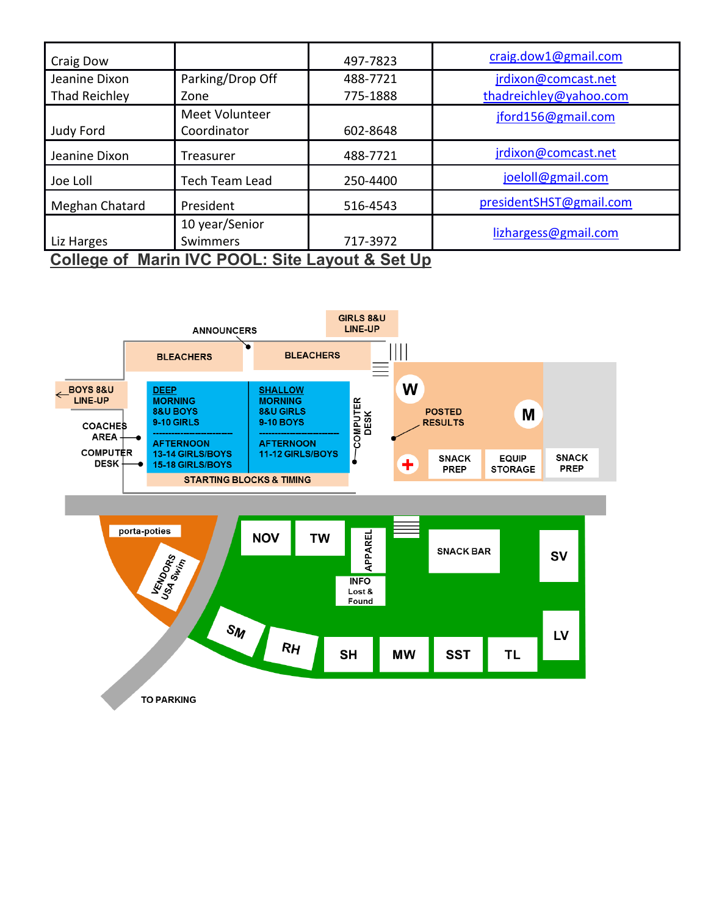| Craig Dow | | 497-7823 | craig.dow1@gmail.com |
|---|---|---|---|
| Jeanine Dixon<br>Thad Reichley | Parking/Drop Off Zone | 488-7721<br>775-1888 | jrdixon@comcast.net<br>thadreichley@yahoo.com |
| Judy Ford | Meet Volunteer Coordinator | 602-8648 | jford156@gmail.com |
| Jeanine Dixon | Treasurer | 488-7721 | jrdixon@comcast.net |
| Joe Loll | Tech Team Lead | 250-4400 | joeloll@gmail.com |
| Meghan Chatard | President | 516-4543 | presidentSHST@gmail.com |
| Liz Harges | 10 year/Senior Swimmers | 717-3972 | lizhargess@gmail.com |

## College of Marin IVC POOL: Site Layout & Set Up

ANNOUNCERS

GIRLS 8&U LINE-UP

BLEACHERS

BLEACHERS

BOYS 8&U LINE-UP

COACHES AREA

COMPUTER DESK

DEEP
MORNING
8&U BOYS
9-10 GIRLS
AFTERNOON
13-14 GIRLS/BOYS
15-18 GIRLS/BOYS

SHALLOW
MORNING
8&U GIRLS
9-10 BOYS
AFTERNOON
11-12 GIRLS/BOYS

COMPUTER DESK

STARTING BLOCKS & TIMING

W

M

POSTED RESULTS

SNACK PREP

EQUIP STORAGE

SNACK PREP

porta-poties

VENDORS USA Swim

NOV

TW

APPAREL

INFO Lost & Found

SNACK BAR

SV

SM

RH

SH

MW

SST

TL

LV

TO PARKING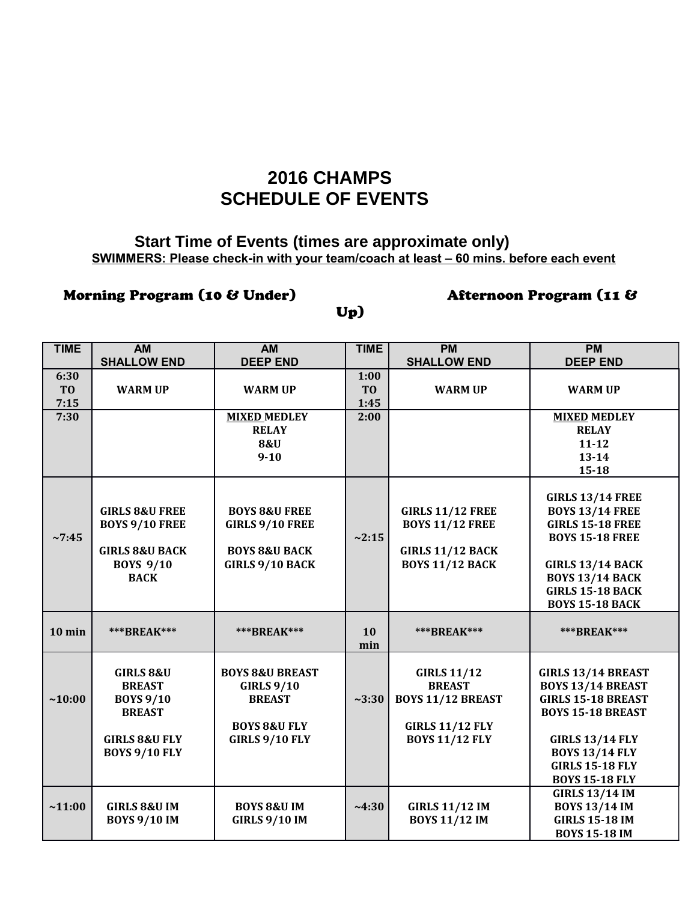# 2016 CHAMPS
# SCHEDULE OF EVENTS

### Start Time of Events (times are approximate only)

**SWIMMERS: Please check-in with your team/coach at least – 60 mins. before each event**

**Morning Program (10 & Under)** **Afternoon Program (11 & Up)**

| TIME | AM SHALLOW END | AM DEEP END | TIME | PM SHALLOW END | PM DEEP END |
|---|---|---|---|---|---|
| 6:30 TO 7:15 | WARM UP | WARM UP | 1:00 TO 1:45 | WARM UP | WARM UP |
| 7:30 | | MIXED MEDLEY RELAY 8&U 9-10 | 2:00 | | MIXED MEDLEY RELAY 11-12 13-14 15-18 |
| ~7:45 | GIRLS 8&U FREE<br>BOYS 9/10 FREE<br><br>GIRLS 8&U BACK<br>BOYS 9/10 BACK | BOYS 8&U FREE<br>GIRLS 9/10 FREE<br><br>BOYS 8&U BACK<br>GIRLS 9/10 BACK | ~2:15 | GIRLS 11/12 FREE<br>BOYS 11/12 FREE<br><br>GIRLS 11/12 BACK<br>BOYS 11/12 BACK | GIRLS 13/14 FREE<br>BOYS 13/14 FREE<br>GIRLS 15-18 FREE<br>BOYS 15-18 FREE<br><br>GIRLS 13/14 BACK<br>BOYS 13/14 BACK<br>GIRLS 15-18 BACK<br>BOYS 15-18 BACK |
| 10 min | ***BREAK*** | ***BREAK*** | 10 min | ***BREAK*** | ***BREAK*** |
| ~10:00 | GIRLS 8&U BREAST<br>BOYS 9/10 BREAST<br><br>GIRLS 8&U FLY<br>BOYS 9/10 FLY | BOYS 8&U BREAST<br>GIRLS 9/10 BREAST<br><br>BOYS 8&U FLY<br>GIRLS 9/10 FLY | ~3:30 | GIRLS 11/12 BREAST<br>BOYS 11/12 BREAST<br><br>GIRLS 11/12 FLY<br>BOYS 11/12 FLY | GIRLS 13/14 BREAST<br>BOYS 13/14 BREAST<br>GIRLS 15-18 BREAST<br>BOYS 15-18 BREAST<br><br>GIRLS 13/14 FLY<br>BOYS 13/14 FLY<br>GIRLS 15-18 FLY<br>BOYS 15-18 FLY |
| ~11:00 | GIRLS 8&U IM<br>BOYS 9/10 IM | BOYS 8&U IM<br>GIRLS 9/10 IM | ~4:30 | GIRLS 11/12 IM<br>BOYS 11/12 IM | GIRLS 13/14 IM<br>BOYS 13/14 IM<br>GIRLS 15-18 IM<br>BOYS 15-18 IM |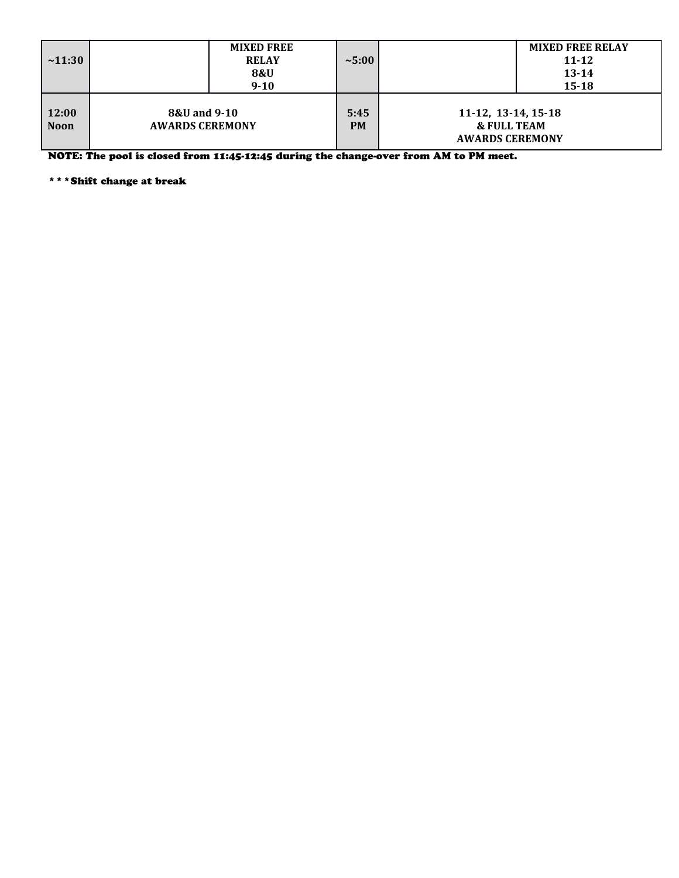| ~11:30 | | MIXED FREE RELAY 8&U 9-10 | ~5:00 | | MIXED FREE RELAY 11-12 13-14 15-18 |
|---|---|---|---|---|---|
| 12:00 Noon | 8&U and 9-10 AWARDS CEREMONY | | 5:45 PM | 11-12, 13-14, 15-18 & FULL TEAM AWARDS CEREMONY | |

**NOTE: The pool is closed from 11:45-12:45 during the change-over from AM to PM meet.**

**\* \* \* Shift change at break**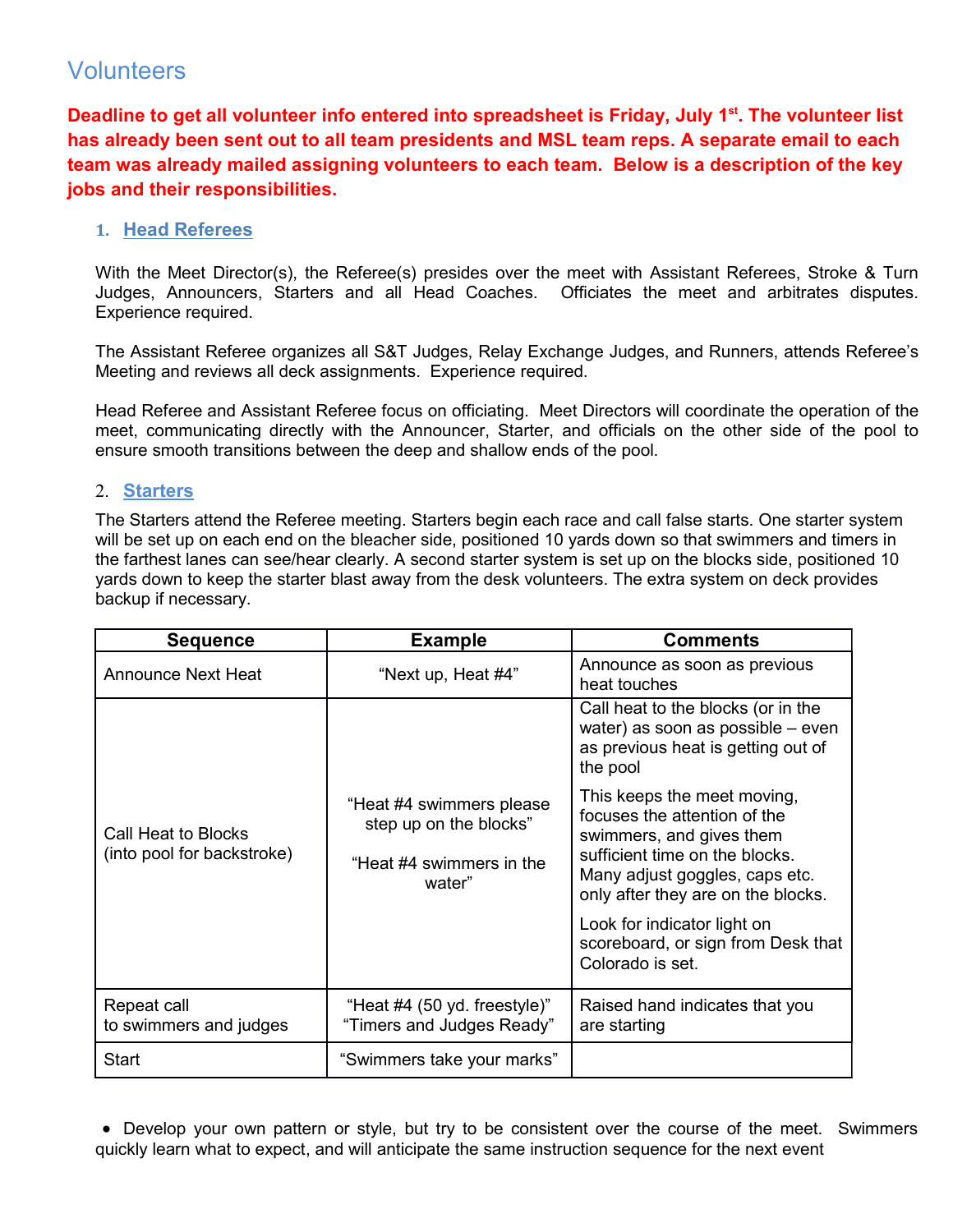# Volunteers

**Deadline to get all volunteer info entered into spreadsheet is Friday, July 1st. The volunteer list has already been sent out to all team presidents and MSL team reps. A separate email to each team was already mailed assigning volunteers to each team. Below is a description of the key jobs and their responsibilities.**

## 1. Head Referees

With the Meet Director(s), the Referee(s) presides over the meet with Assistant Referees, Stroke & Turn Judges, Announcers, Starters and all Head Coaches. Officiates the meet and arbitrates disputes. Experience required.

The Assistant Referee organizes all S&T Judges, Relay Exchange Judges, and Runners, attends Referee's Meeting and reviews all deck assignments. Experience required.

Head Referee and Assistant Referee focus on officiating. Meet Directors will coordinate the operation of the meet, communicating directly with the Announcer, Starter, and officials on the other side of the pool to ensure smooth transitions between the deep and shallow ends of the pool.

## 2. Starters

The Starters attend the Referee meeting. Starters begin each race and call false starts. One starter system will be set up on each end on the bleacher side, positioned 10 yards down so that swimmers and timers in the farthest lanes can see/hear clearly. A second starter system is set up on the blocks side, positioned 10 yards down to keep the starter blast away from the desk volunteers. The extra system on deck provides backup if necessary.

| Sequence | Example | Comments |
|---|---|---|
| Announce Next Heat | "Next up, Heat #4" | Announce as soon as previous heat touches |
| Call Heat to Blocks (into pool for backstroke) | "Heat #4 swimmers please step up on the blocks"<br><br>"Heat #4 swimmers in the water" | Call heat to the blocks (or in the water) as soon as possible – even as previous heat is getting out of the pool<br><br>This keeps the meet moving, focuses the attention of the swimmers, and gives them sufficient time on the blocks. Many adjust goggles, caps etc. only after they are on the blocks.<br><br>Look for indicator light on scoreboard, or sign from Desk that Colorado is set. |
| Repeat call to swimmers and judges | "Heat #4 (50 yd. freestyle)" "Timers and Judges Ready" | Raised hand indicates that you are starting |
| Start | "Swimmers take your marks" | |

- Develop your own pattern or style, but try to be consistent over the course of the meet. Swimmers quickly learn what to expect, and will anticipate the same instruction sequence for the next event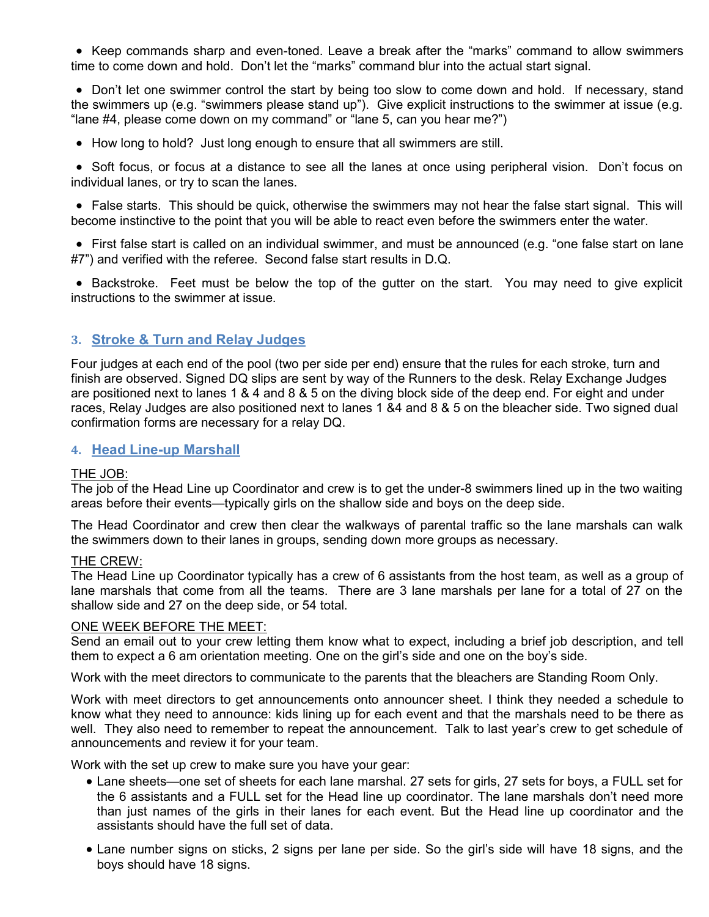- Keep commands sharp and even-toned. Leave a break after the "marks" command to allow swimmers time to come down and hold. Don't let the "marks" command blur into the actual start signal.

- Don't let one swimmer control the start by being too slow to come down and hold. If necessary, stand the swimmers up (e.g. "swimmers please stand up"). Give explicit instructions to the swimmer at issue (e.g. "lane #4, please come down on my command" or "lane 5, can you hear me?")

- How long to hold? Just long enough to ensure that all swimmers are still.

- Soft focus, or focus at a distance to see all the lanes at once using peripheral vision. Don't focus on individual lanes, or try to scan the lanes.

- False starts. This should be quick, otherwise the swimmers may not hear the false start signal. This will become instinctive to the point that you will be able to react even before the swimmers enter the water.

- First false start is called on an individual swimmer, and must be announced (e.g. "one false start on lane #7") and verified with the referee. Second false start results in D.Q.

- Backstroke. Feet must be below the top of the gutter on the start. You may need to give explicit instructions to the swimmer at issue.

### 3. Stroke & Turn and Relay Judges

Four judges at each end of the pool (two per side per end) ensure that the rules for each stroke, turn and finish are observed. Signed DQ slips are sent by way of the Runners to the desk. Relay Exchange Judges are positioned next to lanes 1 & 4 and 8 & 5 on the diving block side of the deep end. For eight and under races, Relay Judges are also positioned next to lanes 1 &4 and 8 & 5 on the bleacher side. Two signed dual confirmation forms are necessary for a relay DQ.

### 4. Head Line-up Marshall

THE JOB:
The job of the Head Line up Coordinator and crew is to get the under-8 swimmers lined up in the two waiting areas before their events—typically girls on the shallow side and boys on the deep side.

The Head Coordinator and crew then clear the walkways of parental traffic so the lane marshals can walk the swimmers down to their lanes in groups, sending down more groups as necessary.

THE CREW:
The Head Line up Coordinator typically has a crew of 6 assistants from the host team, as well as a group of lane marshals that come from all the teams. There are 3 lane marshals per lane for a total of 27 on the shallow side and 27 on the deep side, or 54 total.

ONE WEEK BEFORE THE MEET:
Send an email out to your crew letting them know what to expect, including a brief job description, and tell them to expect a 6 am orientation meeting. One on the girl's side and one on the boy's side.

Work with the meet directors to communicate to the parents that the bleachers are Standing Room Only.

Work with meet directors to get announcements onto announcer sheet. I think they needed a schedule to know what they need to announce: kids lining up for each event and that the marshals need to be there as well. They also need to remember to repeat the announcement. Talk to last year's crew to get schedule of announcements and review it for your team.

Work with the set up crew to make sure you have your gear:

- Lane sheets—one set of sheets for each lane marshal. 27 sets for girls, 27 sets for boys, a FULL set for the 6 assistants and a FULL set for the Head line up coordinator. The lane marshals don't need more than just names of the girls in their lanes for each event. But the Head line up coordinator and the assistants should have the full set of data.

- Lane number signs on sticks, 2 signs per lane per side. So the girl's side will have 18 signs, and the boys should have 18 signs.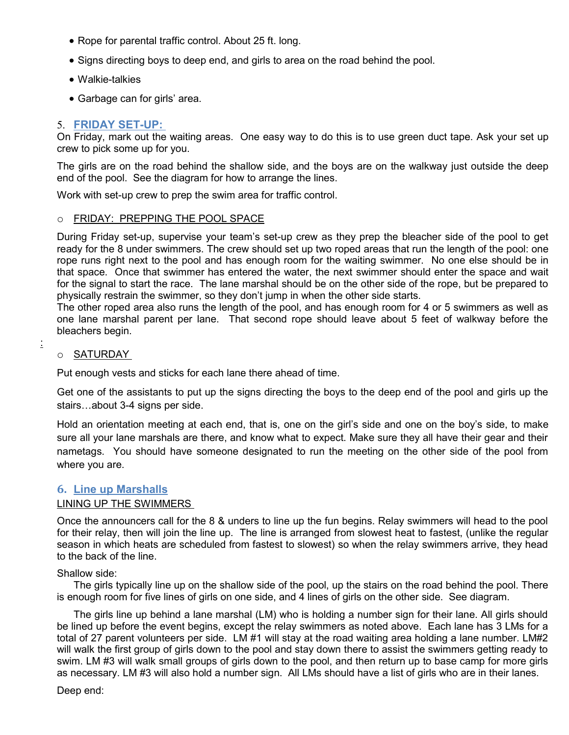- Rope for parental traffic control. About 25 ft. long.
- Signs directing boys to deep end, and girls to area on the road behind the pool.
- Walkie-talkies
- Garbage can for girls' area.

## 5. FRIDAY SET-UP:

On Friday, mark out the waiting areas. One easy way to do this is to use green duct tape. Ask your set up crew to pick some up for you.

The girls are on the road behind the shallow side, and the boys are on the walkway just outside the deep end of the pool. See the diagram for how to arrange the lines.

Work with set-up crew to prep the swim area for traffic control.

- FRIDAY: PREPPING THE POOL SPACE

During Friday set-up, supervise your team's set-up crew as they prep the bleacher side of the pool to get ready for the 8 under swimmers. The crew should set up two roped areas that run the length of the pool: one rope runs right next to the pool and has enough room for the waiting swimmer. No one else should be in that space. Once that swimmer has entered the water, the next swimmer should enter the space and wait for the signal to start the race. The lane marshal should be on the other side of the rope, but be prepared to physically restrain the swimmer, so they don't jump in when the other side starts.
The other roped area also runs the length of the pool, and has enough room for 4 or 5 swimmers as well as one lane marshal parent per lane. That second rope should leave about 5 feet of walkway before the bleachers begin.

:

- SATURDAY

Put enough vests and sticks for each lane there ahead of time.

Get one of the assistants to put up the signs directing the boys to the deep end of the pool and girls up the stairs…about 3-4 signs per side.

Hold an orientation meeting at each end, that is, one on the girl's side and one on the boy's side, to make sure all your lane marshals are there, and know what to expect. Make sure they all have their gear and their nametags. You should have someone designated to run the meeting on the other side of the pool from where you are.

## 6. Line up Marshalls

LINING UP THE SWIMMERS

Once the announcers call for the 8 & unders to line up the fun begins. Relay swimmers will head to the pool for their relay, then will join the line up. The line is arranged from slowest heat to fastest, (unlike the regular season in which heats are scheduled from fastest to slowest) so when the relay swimmers arrive, they head to the back of the line.

Shallow side:

The girls typically line up on the shallow side of the pool, up the stairs on the road behind the pool. There is enough room for five lines of girls on one side, and 4 lines of girls on the other side. See diagram.

The girls line up behind a lane marshal (LM) who is holding a number sign for their lane. All girls should be lined up before the event begins, except the relay swimmers as noted above. Each lane has 3 LMs for a total of 27 parent volunteers per side. LM #1 will stay at the road waiting area holding a lane number. LM#2 will walk the first group of girls down to the pool and stay down there to assist the swimmers getting ready to swim. LM #3 will walk small groups of girls down to the pool, and then return up to base camp for more girls as necessary. LM #3 will also hold a number sign. All LMs should have a list of girls who are in their lanes.

Deep end: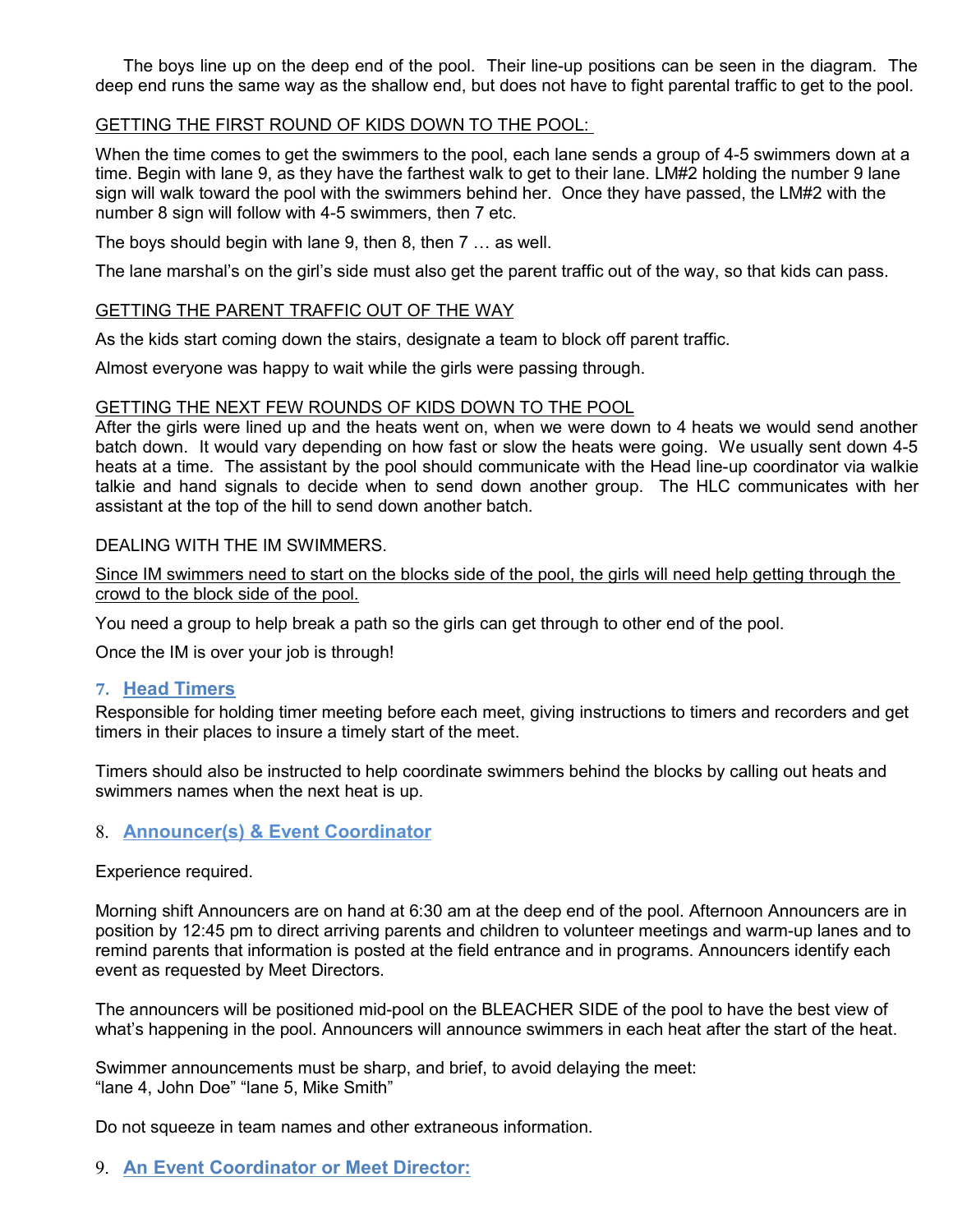The boys line up on the deep end of the pool. Their line-up positions can be seen in the diagram. The deep end runs the same way as the shallow end, but does not have to fight parental traffic to get to the pool.

GETTING THE FIRST ROUND OF KIDS DOWN TO THE POOL:

When the time comes to get the swimmers to the pool, each lane sends a group of 4-5 swimmers down at a time. Begin with lane 9, as they have the farthest walk to get to their lane. LM#2 holding the number 9 lane sign will walk toward the pool with the swimmers behind her. Once they have passed, the LM#2 with the number 8 sign will follow with 4-5 swimmers, then 7 etc.

The boys should begin with lane 9, then 8, then 7 … as well.

The lane marshal's on the girl's side must also get the parent traffic out of the way, so that kids can pass.

GETTING THE PARENT TRAFFIC OUT OF THE WAY

As the kids start coming down the stairs, designate a team to block off parent traffic.

Almost everyone was happy to wait while the girls were passing through.

GETTING THE NEXT FEW ROUNDS OF KIDS DOWN TO THE POOL

After the girls were lined up and the heats went on, when we were down to 4 heats we would send another batch down. It would vary depending on how fast or slow the heats were going. We usually sent down 4-5 heats at a time. The assistant by the pool should communicate with the Head line-up coordinator via walkie talkie and hand signals to decide when to send down another group. The HLC communicates with her assistant at the top of the hill to send down another batch.

DEALING WITH THE IM SWIMMERS.

Since IM swimmers need to start on the blocks side of the pool, the girls will need help getting through the crowd to the block side of the pool.

You need a group to help break a path so the girls can get through to other end of the pool.

Once the IM is over your job is through!

## 7. Head Timers

Responsible for holding timer meeting before each meet, giving instructions to timers and recorders and get timers in their places to insure a timely start of the meet.

Timers should also be instructed to help coordinate swimmers behind the blocks by calling out heats and swimmers names when the next heat is up.

## 8. Announcer(s) & Event Coordinator

Experience required.

Morning shift Announcers are on hand at 6:30 am at the deep end of the pool. Afternoon Announcers are in position by 12:45 pm to direct arriving parents and children to volunteer meetings and warm-up lanes and to remind parents that information is posted at the field entrance and in programs. Announcers identify each event as requested by Meet Directors.

The announcers will be positioned mid-pool on the BLEACHER SIDE of the pool to have the best view of what's happening in the pool. Announcers will announce swimmers in each heat after the start of the heat.

Swimmer announcements must be sharp, and brief, to avoid delaying the meet:
"lane 4, John Doe" "lane 5, Mike Smith"

Do not squeeze in team names and other extraneous information.

## 9. An Event Coordinator or Meet Director: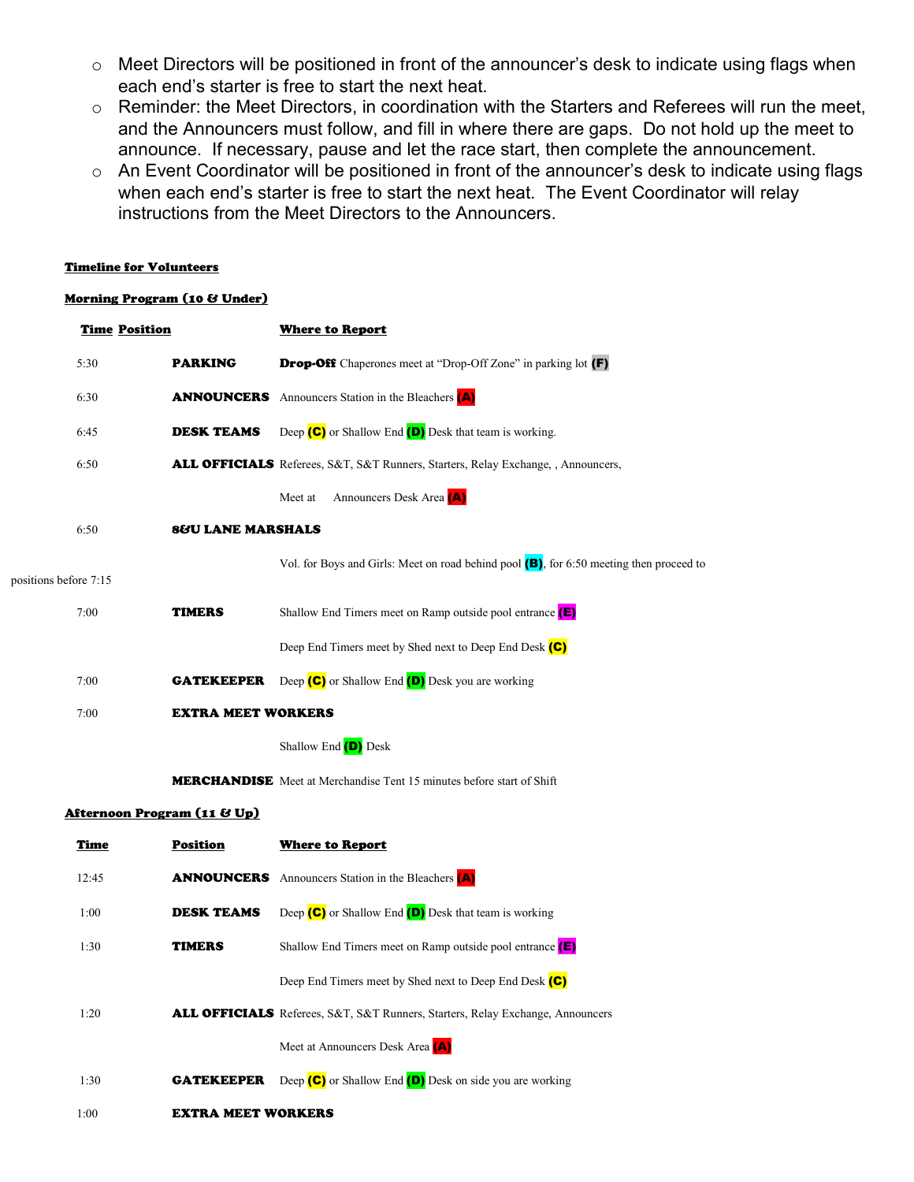- Meet Directors will be positioned in front of the announcer's desk to indicate using flags when each end's starter is free to start the next heat.
- Reminder: the Meet Directors, in coordination with the Starters and Referees will run the meet, and the Announcers must follow, and fill in where there are gaps. Do not hold up the meet to announce. If necessary, pause and let the race start, then complete the announcement.
- An Event Coordinator will be positioned in front of the announcer's desk to indicate using flags when each end's starter is free to start the next heat. The Event Coordinator will relay instructions from the Meet Directors to the Announcers.

**Timeline for Volunteers**

**Morning Program (10 & Under)**

| Time | Position | Where to Report |
|---|---|---|
| 5:30 | **PARKING** | **Drop-Off** Chaperones meet at "Drop-Off Zone" in parking lot **(F)** |
| 6:30 | **ANNOUNCERS** | Announcers Station in the Bleachers **(A)** |
| 6:45 | **DESK TEAMS** | Deep **(C)** or Shallow End **(D)** Desk that team is working. |
| 6:50 | **ALL OFFICIALS** | Referees, S&T, S&T Runners, Starters, Relay Exchange, , Announcers, |
| | | Meet at Announcers Desk Area **(A)** |
| 6:50 | **8&U LANE MARSHALS** | |
| | | Vol. for Boys and Girls: Meet on road behind pool **(B)**, for 6:50 meeting then proceed to positions before 7:15 |
| 7:00 | **TIMERS** | Shallow End Timers meet on Ramp outside pool entrance **(E)** |
| | | Deep End Timers meet by Shed next to Deep End Desk **(C)** |
| 7:00 | **GATEKEEPER** | Deep **(C)** or Shallow End **(D)** Desk you are working |
| 7:00 | **EXTRA MEET WORKERS** | |
| | | Shallow End **(D)** Desk |
| | **MERCHANDISE** | Meet at Merchandise Tent 15 minutes before start of Shift |

**Afternoon Program (11 & Up)**

| Time | Position | Where to Report |
|---|---|---|
| 12:45 | **ANNOUNCERS** | Announcers Station in the Bleachers **(A)** |
| 1:00 | **DESK TEAMS** | Deep **(C)** or Shallow End **(D)** Desk that team is working |
| 1:30 | **TIMERS** | Shallow End Timers meet on Ramp outside pool entrance **(E)** |
| | | Deep End Timers meet by Shed next to Deep End Desk **(C)** |
| 1:20 | **ALL OFFICIALS** | Referees, S&T, S&T Runners, Starters, Relay Exchange, Announcers |
| | | Meet at Announcers Desk Area **(A)** |
| 1:30 | **GATEKEEPER** | Deep **(C)** or Shallow End **(D)** Desk on side you are working |
| 1:00 | **EXTRA MEET WORKERS** | |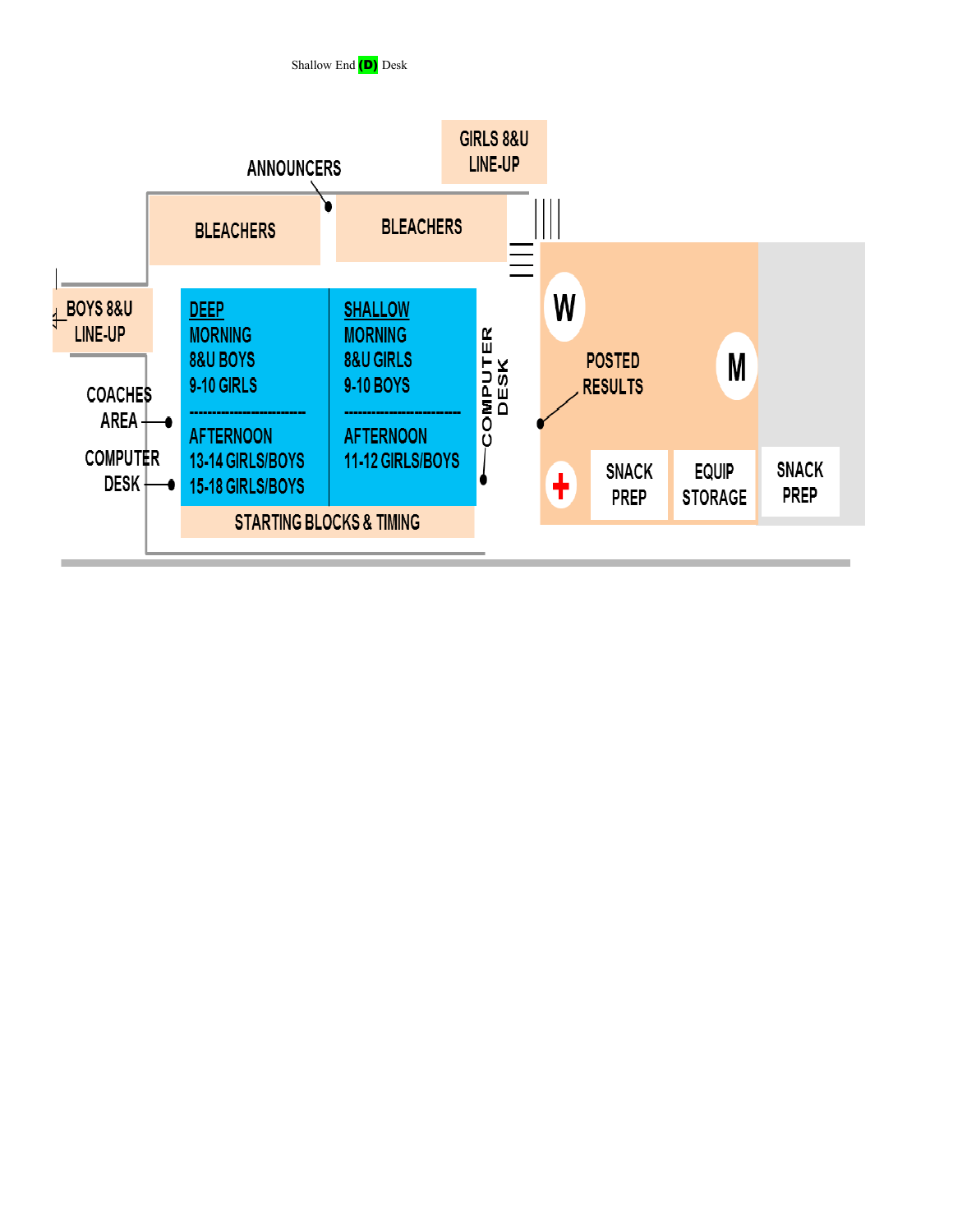Shallow End **(D)** Desk

GIRLS 8&U LINE-UP

ANNOUNCERS

BLEACHERS

BLEACHERS

BOYS 8&U LINE-UP

DEEP
MORNING
8&U BOYS
9-10 GIRLS
------------------------
AFTERNOON
13-14 GIRLS/BOYS
15-18 GIRLS/BOYS

SHALLOW
MORNING
8&U GIRLS
9-10 BOYS
------------------------
AFTERNOON
11-12 GIRLS/BOYS

COMPUTER DESK

COACHES AREA

COMPUTER DESK

STARTING BLOCKS & TIMING

W

M

POSTED RESULTS

SNACK PREP

EQUIP STORAGE

SNACK PREP